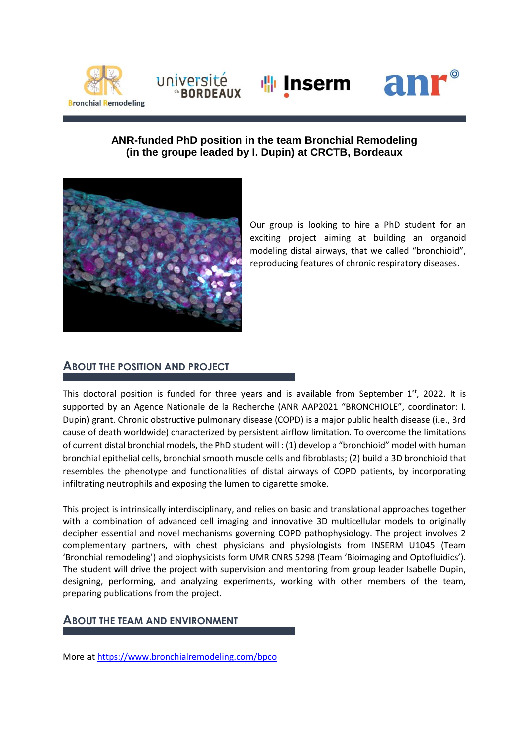**ANR-funded PhD position in the team Bronchial Remodeling (in the groupe leaded by I. Dupin) at CRCTB, Bordeaux**

Our group is looking to hire a PhD student for an exciting project aiming at building an organoid modeling distal airways, that we called “bronchioid”, reproducing features of chronic respiratory diseases.

## About the position and project

This doctoral position is funded for three years and is available from September 1st, 2022. It is supported by an Agence Nationale de la Recherche (ANR AAP2021 “BRONCHIOLE”, coordinator: I. Dupin) grant. Chronic obstructive pulmonary disease (COPD) is a major public health disease (i.e., 3rd cause of death worldwide) characterized by persistent airflow limitation. To overcome the limitations of current distal bronchial models, the PhD student will : (1) develop a “bronchioid” model with human bronchial epithelial cells, bronchial smooth muscle cells and fibroblasts; (2) build a 3D bronchioid that resembles the phenotype and functionalities of distal airways of COPD patients, by incorporating infiltrating neutrophils and exposing the lumen to cigarette smoke.

This project is intrinsically interdisciplinary, and relies on basic and translational approaches together with a combination of advanced cell imaging and innovative 3D multicellular models to originally decipher essential and novel mechanisms governing COPD pathophysiology. The project involves 2 complementary partners, with chest physicians and physiologists from INSERM U1045 (Team ‘Bronchial remodeling’) and biophysicists form UMR CNRS 5298 (Team ‘Bioimaging and Optofluidics’). The student will drive the project with supervision and mentoring from group leader Isabelle Dupin, designing, performing, and analyzing experiments, working with other members of the team, preparing publications from the project.

## About the team and environment

More at https://www.bronchialremodeling.com/bpco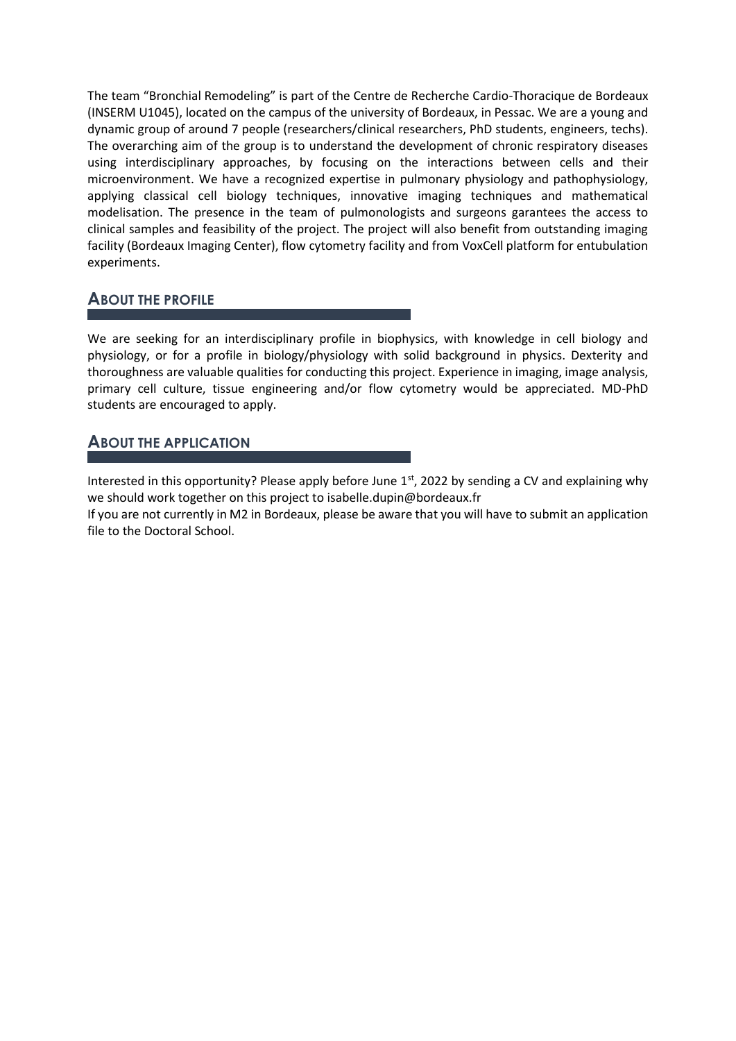The team "Bronchial Remodeling" is part of the Centre de Recherche Cardio-Thoracique de Bordeaux (INSERM U1045), located on the campus of the university of Bordeaux, in Pessac. We are a young and dynamic group of around 7 people (researchers/clinical researchers, PhD students, engineers, techs). The overarching aim of the group is to understand the development of chronic respiratory diseases using interdisciplinary approaches, by focusing on the interactions between cells and their microenvironment. We have a recognized expertise in pulmonary physiology and pathophysiology, applying classical cell biology techniques, innovative imaging techniques and mathematical modelisation. The presence in the team of pulmonologists and surgeons garantees the access to clinical samples and feasibility of the project. The project will also benefit from outstanding imaging facility (Bordeaux Imaging Center), flow cytometry facility and from VoxCell platform for entubulation experiments.

## About the profile

We are seeking for an interdisciplinary profile in biophysics, with knowledge in cell biology and physiology, or for a profile in biology/physiology with solid background in physics. Dexterity and thoroughness are valuable qualities for conducting this project. Experience in imaging, image analysis, primary cell culture, tissue engineering and/or flow cytometry would be appreciated. MD-PhD students are encouraged to apply.

## About the application

Interested in this opportunity? Please apply before June 1st, 2022 by sending a CV and explaining why we should work together on this project to isabelle.dupin@bordeaux.fr

If you are not currently in M2 in Bordeaux, please be aware that you will have to submit an application file to the Doctoral School.